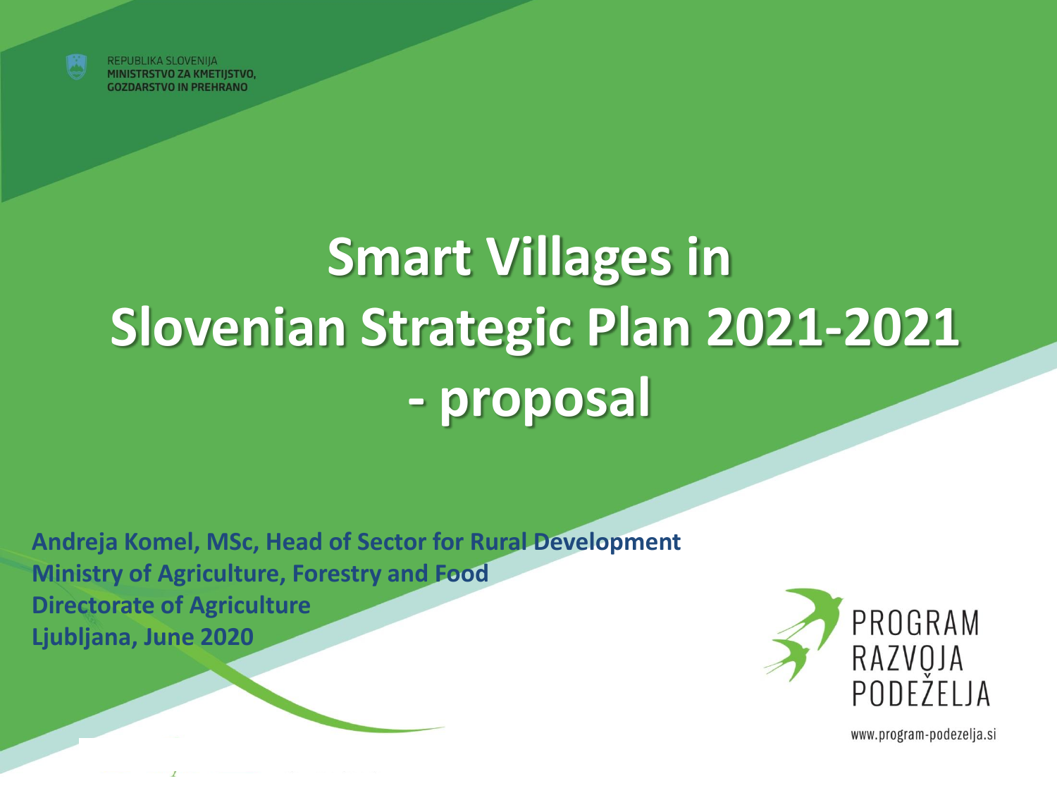REPUBLIKA SLOVENIJA
MINISTRSTVO ZA KMETIJSTVO, GOZDARSTVO IN PREHRANO

# Smart Villages in Slovenian Strategic Plan 2021-2021 - proposal

**Andreja Komel, MSc, Head of Sector for Rural Development**
**Ministry of Agriculture, Forestry and Food**
**Directorate of Agriculture**
**Ljubljana, June 2020**

PROGRAM RAZVOJA PODEŽELJA

www.program-podezelja.si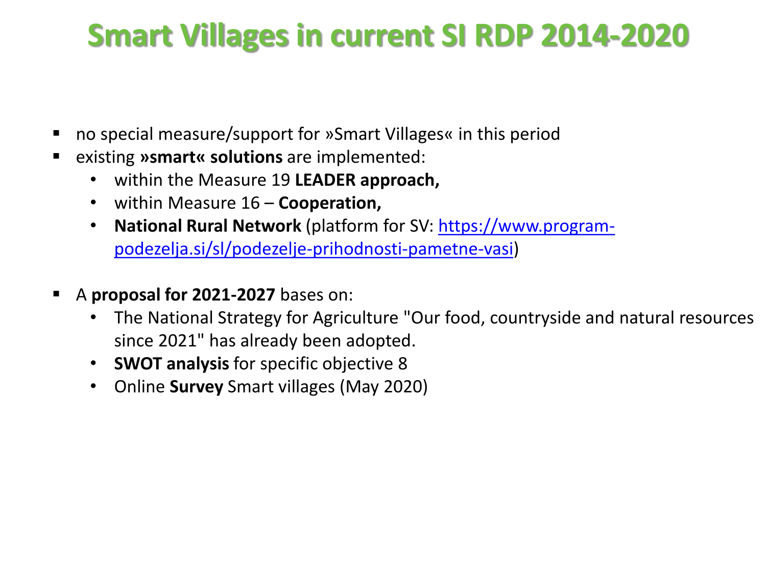# Smart Villages in current SI RDP 2014-2020

- no special measure/support for »Smart Villages« in this period
- existing **»smart« solutions** are implemented:
  - within the Measure 19 **LEADER approach,**
  - within Measure 16 – **Cooperation,**
  - **National Rural Network** (platform for SV: https://www.program-podezelja.si/sl/podezelje-prihodnosti-pametne-vasi)

- A **proposal for 2021-2027** bases on:
  - The National Strategy for Agriculture "Our food, countryside and natural resources since 2021" has already been adopted.
  - **SWOT analysis** for specific objective 8
  - Online **Survey** Smart villages (May 2020)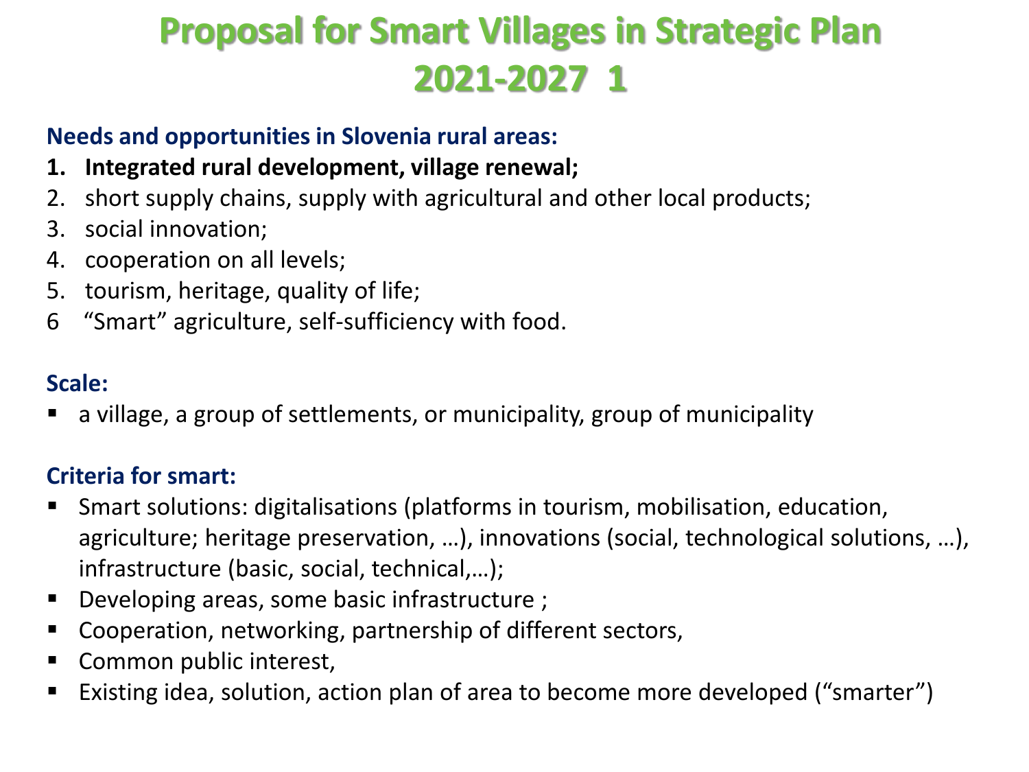# Proposal for Smart Villages in Strategic Plan 2021-2027 1

**Needs and opportunities in Slovenia rural areas:**

1. **Integrated rural development, village renewal;**
2. short supply chains, supply with agricultural and other local products;
3. social innovation;
4. cooperation on all levels;
5. tourism, heritage, quality of life;
6. “Smart” agriculture, self-sufficiency with food.

**Scale:**

- a village, a group of settlements, or municipality, group of municipality

**Criteria for smart:**

- Smart solutions: digitalisations (platforms in tourism, mobilisation, education, agriculture; heritage preservation, …), innovations (social, technological solutions, …), infrastructure (basic, social, technical,…);
- Developing areas, some basic infrastructure ;
- Cooperation, networking, partnership of different sectors,
- Common public interest,
- Existing idea, solution, action plan of area to become more developed (“smarter”)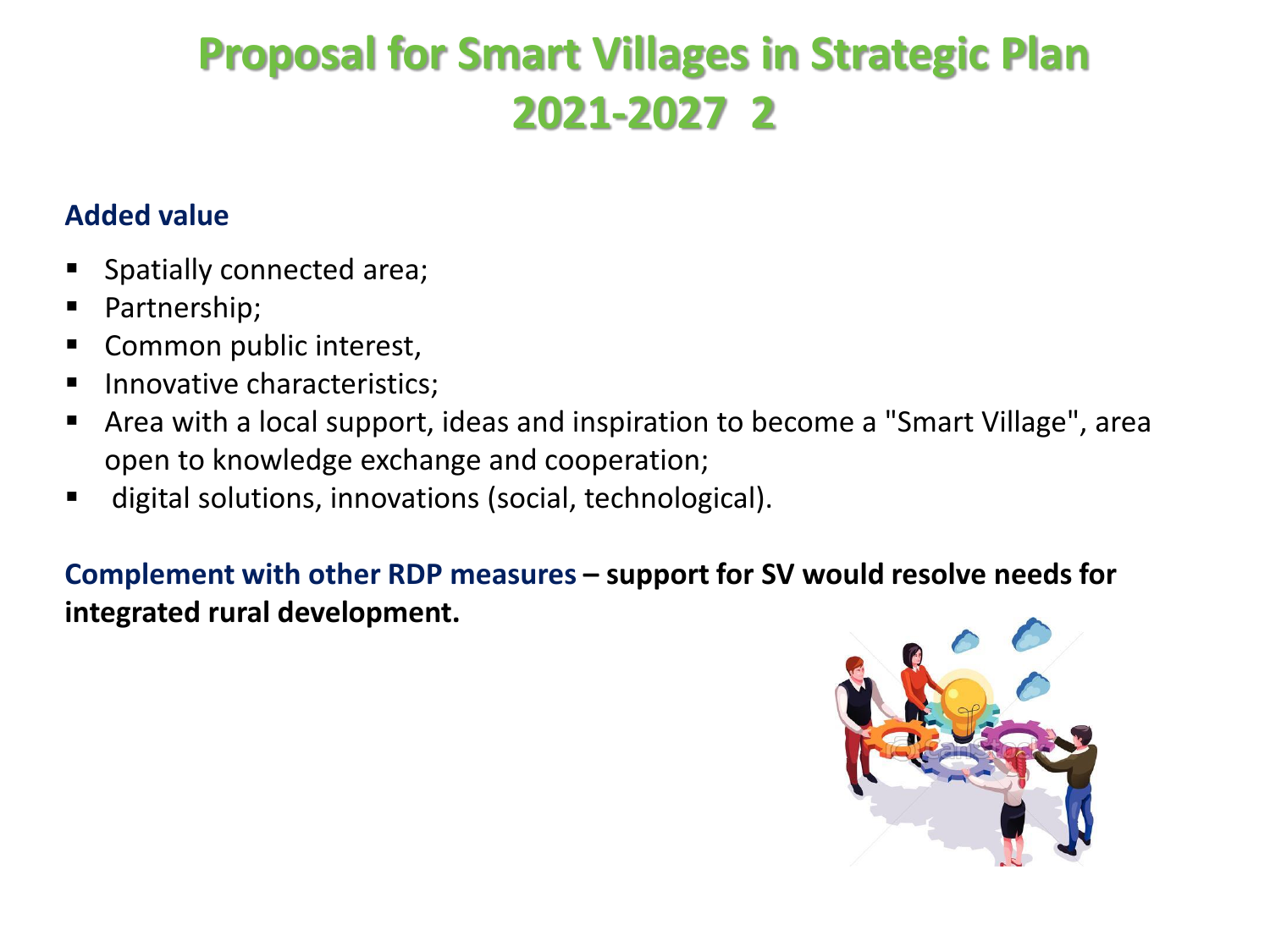# Proposal for Smart Villages in Strategic Plan 2021-2027 2

### Added value

- Spatially connected area;
- Partnership;
- Common public interest,
- Innovative characteristics;
- Area with a local support, ideas and inspiration to become a "Smart Village", area open to knowledge exchange and cooperation;
- digital solutions, innovations (social, technological).

**Complement with other RDP measures – support for SV would resolve needs for integrated rural development.**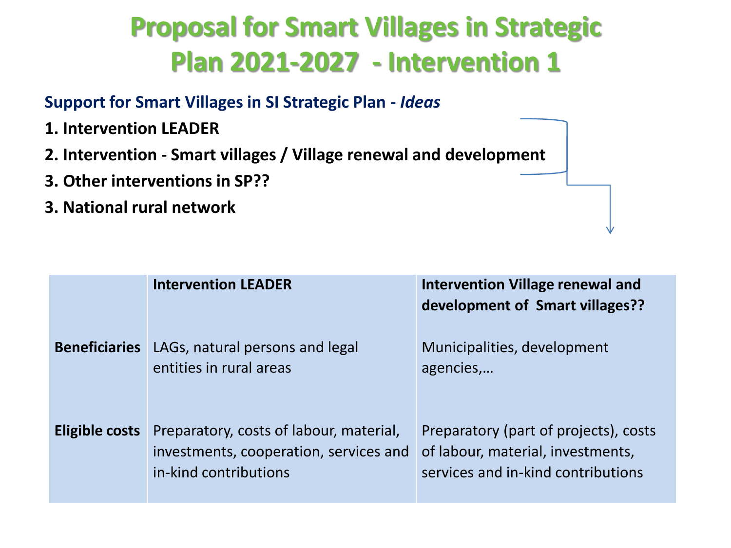# Proposal for Smart Villages in Strategic Plan 2021-2027 - Intervention 1

**Support for Smart Villages in SI Strategic Plan - *Ideas***

**1. Intervention LEADER**

**2. Intervention - Smart villages / Village renewal and development**

**3. Other interventions in SP??**

**3. National rural network**

| | **Intervention LEADER** | **Intervention Village renewal and development of Smart villages??** |
|---|---|---|
| **Beneficiaries** | LAGs, natural persons and legal entities in rural areas | Municipalities, development agencies,… |
| **Eligible costs** | Preparatory, costs of labour, material, investments, cooperation, services and in-kind contributions | Preparatory (part of projects), costs of labour, material, investments, services and in-kind contributions |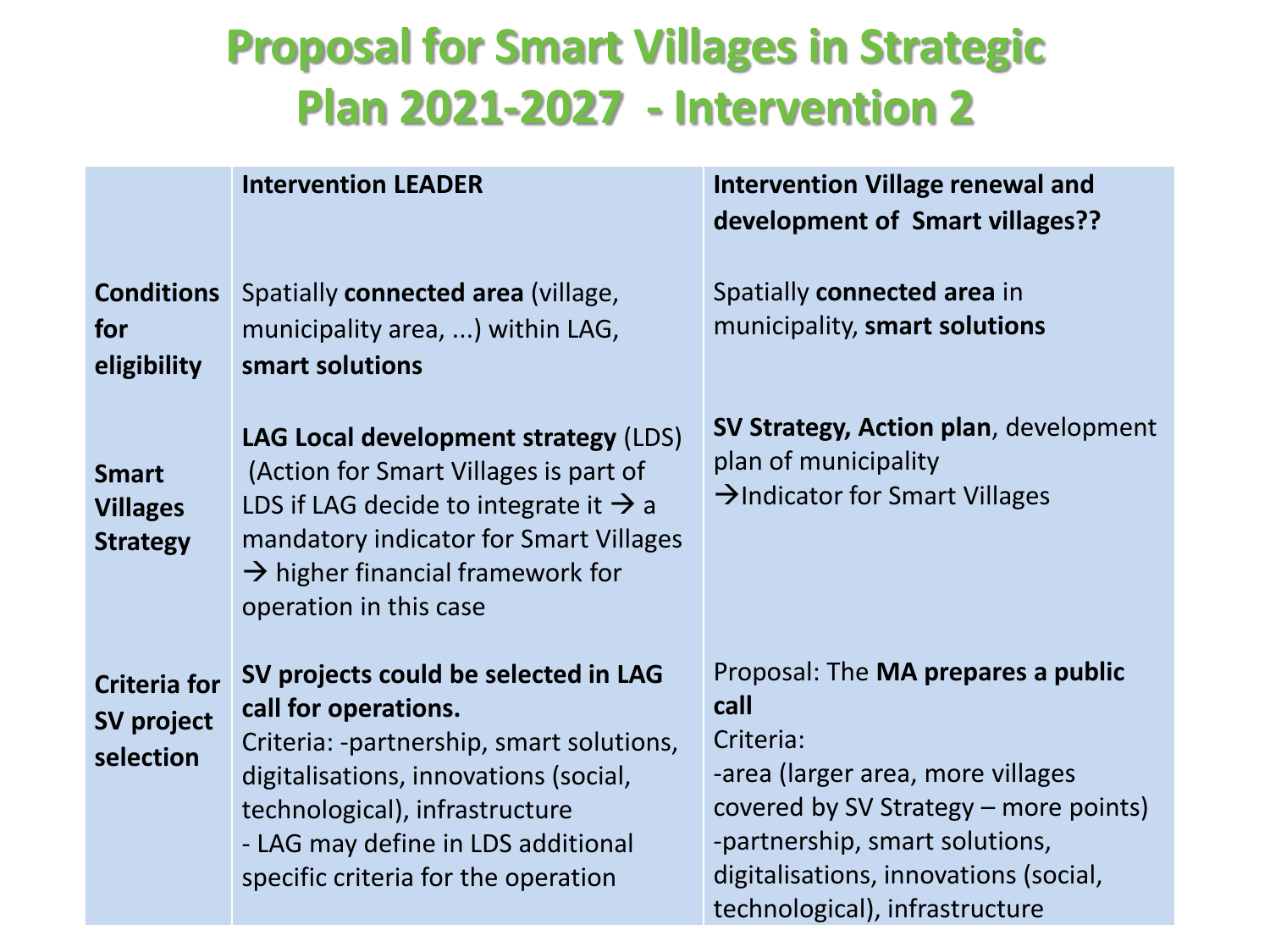# Proposal for Smart Villages in Strategic Plan 2021-2027 - Intervention 2

| | **Intervention LEADER** | **Intervention Village renewal and development of Smart villages??** |
|---|---|---|
| **Conditions for eligibility** | Spatially **connected area** (village, municipality area, ...) within LAG, **smart solutions** | Spatially **connected area** in municipality, **smart solutions** |
| **Smart Villages Strategy** | **LAG Local development strategy** (LDS) (Action for Smart Villages is part of LDS if LAG decide to integrate it → a mandatory indicator for Smart Villages → higher financial framework for operation in this case | **SV Strategy, Action plan**, development plan of municipality →Indicator for Smart Villages |
| **Criteria for SV project selection** | **SV projects could be selected in LAG call for operations.** Criteria: -partnership, smart solutions, digitalisations, innovations (social, technological), infrastructure - LAG may define in LDS additional specific criteria for the operation | Proposal: The **MA prepares a public call** Criteria: -area (larger area, more villages covered by SV Strategy – more points) -partnership, smart solutions, digitalisations, innovations (social, technological), infrastructure |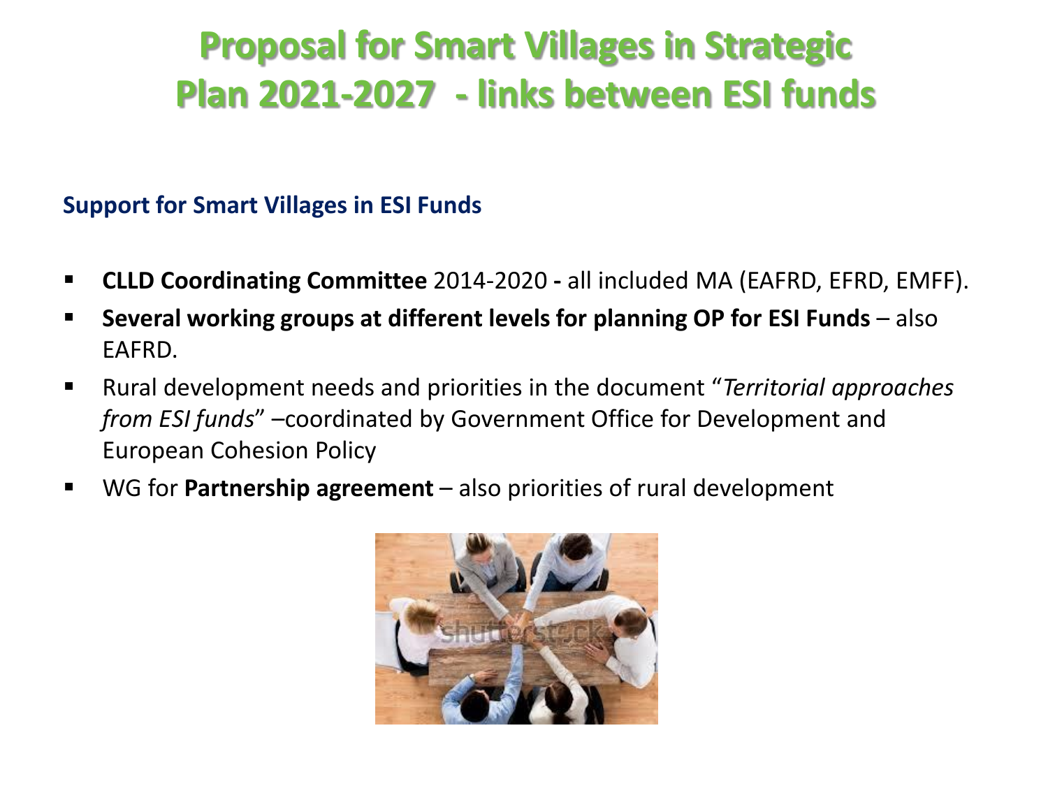# Proposal for Smart Villages in Strategic Plan 2021-2027 - links between ESI funds

## Support for Smart Villages in ESI Funds

- **CLLD Coordinating Committee** 2014-2020 **-** all included MA (EAFRD, EFRD, EMFF).
- **Several working groups at different levels for planning OP for ESI Funds** – also EAFRD.
- Rural development needs and priorities in the document "*Territorial approaches from ESI funds*" –coordinated by Government Office for Development and European Cohesion Policy
- WG for **Partnership agreement** – also priorities of rural development